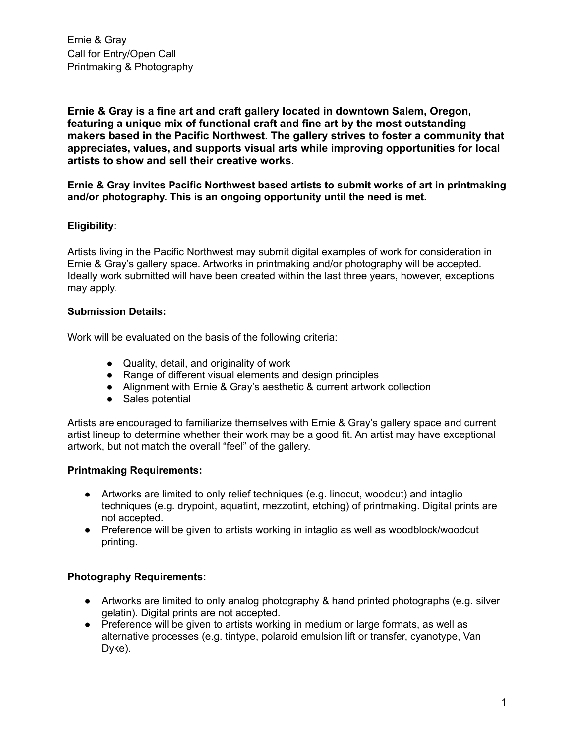Ernie & Gray
Call for Entry/Open Call
Printmaking & Photography

**Ernie & Gray is a fine art and craft gallery located in downtown Salem, Oregon, featuring a unique mix of functional craft and fine art by the most outstanding makers based in the Pacific Northwest. The gallery strives to foster a community that appreciates, values, and supports visual arts while improving opportunities for local artists to show and sell their creative works.**

**Ernie & Gray invites Pacific Northwest based artists to submit works of art in printmaking and/or photography. This is an ongoing opportunity until the need is met.**

**Eligibility:**

Artists living in the Pacific Northwest may submit digital examples of work for consideration in Ernie & Gray's gallery space. Artworks in printmaking and/or photography will be accepted. Ideally work submitted will have been created within the last three years, however, exceptions may apply.

**Submission Details:**

Work will be evaluated on the basis of the following criteria:

- Quality, detail, and originality of work
- Range of different visual elements and design principles
- Alignment with Ernie & Gray's aesthetic & current artwork collection
- Sales potential

Artists are encouraged to familiarize themselves with Ernie & Gray's gallery space and current artist lineup to determine whether their work may be a good fit. An artist may have exceptional artwork, but not match the overall "feel" of the gallery.

**Printmaking Requirements:**

- Artworks are limited to only relief techniques (e.g. linocut, woodcut) and intaglio techniques (e.g. drypoint, aquatint, mezzotint, etching) of printmaking. Digital prints are not accepted.
- Preference will be given to artists working in intaglio as well as woodblock/woodcut printing.

**Photography Requirements:**

- Artworks are limited to only analog photography & hand printed photographs (e.g. silver gelatin). Digital prints are not accepted.
- Preference will be given to artists working in medium or large formats, as well as alternative processes (e.g. tintype, polaroid emulsion lift or transfer, cyanotype, Van Dyke).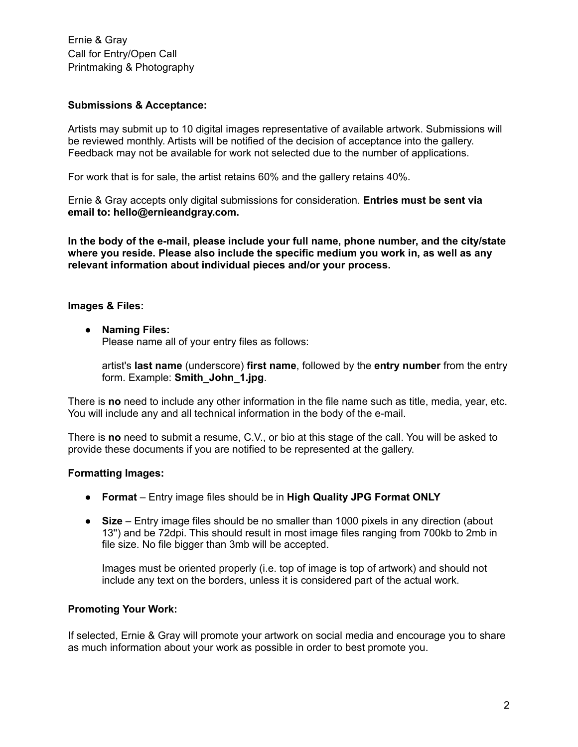Ernie & Gray
Call for Entry/Open Call
Printmaking & Photography

**Submissions & Acceptance:**

Artists may submit up to 10 digital images representative of available artwork. Submissions will be reviewed monthly. Artists will be notified of the decision of acceptance into the gallery. Feedback may not be available for work not selected due to the number of applications.

For work that is for sale, the artist retains 60% and the gallery retains 40%.

Ernie & Gray accepts only digital submissions for consideration. **Entries must be sent via email to: hello@ernieandgray.com.**

**In the body of the e-mail, please include your full name, phone number, and the city/state where you reside. Please also include the specific medium you work in, as well as any relevant information about individual pieces and/or your process.**

**Images & Files:**

- **Naming Files:**
  Please name all of your entry files as follows:

  artist's **last name** (underscore) **first name**, followed by the **entry number** from the entry form. Example: **Smith_John_1.jpg**.

There is **no** need to include any other information in the file name such as title, media, year, etc. You will include any and all technical information in the body of the e-mail.

There is **no** need to submit a resume, C.V., or bio at this stage of the call. You will be asked to provide these documents if you are notified to be represented at the gallery.

**Formatting Images:**

- **Format** – Entry image files should be in **High Quality JPG Format ONLY**

- **Size** – Entry image files should be no smaller than 1000 pixels in any direction (about 13") and be 72dpi. This should result in most image files ranging from 700kb to 2mb in file size. No file bigger than 3mb will be accepted.

  Images must be oriented properly (i.e. top of image is top of artwork) and should not include any text on the borders, unless it is considered part of the actual work.

**Promoting Your Work:**

If selected, Ernie & Gray will promote your artwork on social media and encourage you to share as much information about your work as possible in order to best promote you.